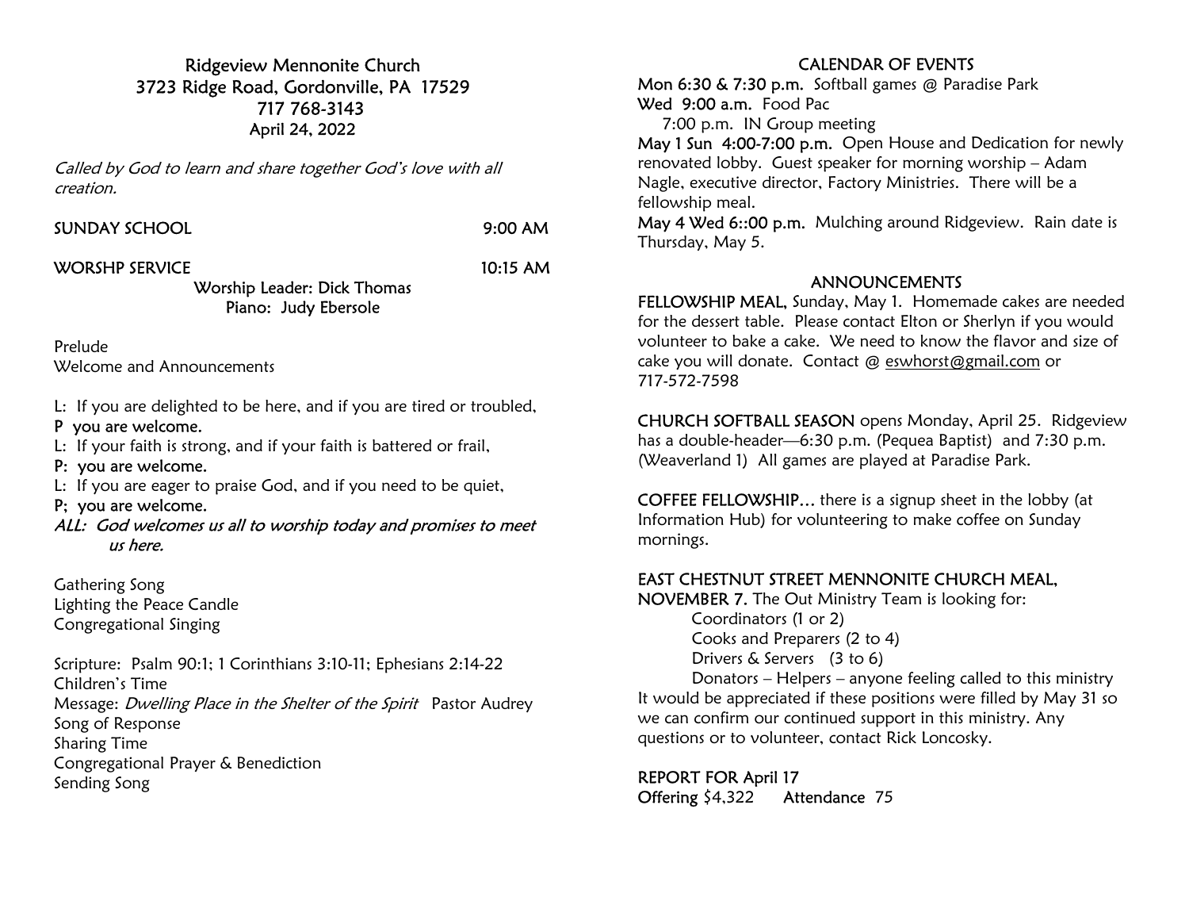# Ridgeview Mennonite Church
3723 Ridge Road, Gordonville, PA 17529
717 768-3143
April 24, 2022

*Called by God to learn and share together God's love with all creation.*

SUNDAY SCHOOL 9:00 AM

WORSHP SERVICE 10:15 AM

Worship Leader: Dick Thomas
Piano: Judy Ebersole

Prelude
Welcome and Announcements

L: If you are delighted to be here, and if you are tired or troubled,
P you are welcome.
L: If your faith is strong, and if your faith is battered or frail,
P: you are welcome.
L: If you are eager to praise God, and if you need to be quiet,
P; you are welcome.
*ALL: God welcomes us all to worship today and promises to meet us here.*

Gathering Song
Lighting the Peace Candle
Congregational Singing

Scripture: Psalm 90:1; 1 Corinthians 3:10-11; Ephesians 2:14-22
Children's Time
Message: *Dwelling Place in the Shelter of the Spirit* Pastor Audrey
Song of Response
Sharing Time
Congregational Prayer & Benediction
Sending Song

## CALENDAR OF EVENTS

**Mon 6:30 & 7:30 p.m.** Softball games @ Paradise Park
**Wed 9:00 a.m.** Food Pac
7:00 p.m. IN Group meeting
**May 1 Sun 4:00-7:00 p.m.** Open House and Dedication for newly renovated lobby. Guest speaker for morning worship – Adam Nagle, executive director, Factory Ministries. There will be a fellowship meal.
**May 4 Wed 6::00 p.m.** Mulching around Ridgeview. Rain date is Thursday, May 5.

## ANNOUNCEMENTS

**FELLOWSHIP MEAL,** Sunday, May 1. Homemade cakes are needed for the dessert table. Please contact Elton or Sherlyn if you would volunteer to bake a cake. We need to know the flavor and size of cake you will donate. Contact @ eswhorst@gmail.com or 717-572-7598

**CHURCH SOFTBALL SEASON** opens Monday, April 25. Ridgeview has a double-header—6:30 p.m. (Pequea Baptist) and 7:30 p.m. (Weaverland 1) All games are played at Paradise Park.

**COFFEE FELLOWSHIP…** there is a signup sheet in the lobby (at Information Hub) for volunteering to make coffee on Sunday mornings.

**EAST CHESTNUT STREET MENNONITE CHURCH MEAL, NOVEMBER 7.** The Out Ministry Team is looking for:

- Coordinators (1 or 2)
- Cooks and Preparers (2 to 4)
- Drivers & Servers (3 to 6)
- Donators – Helpers – anyone feeling called to this ministry

It would be appreciated if these positions were filled by May 31 so we can confirm our continued support in this ministry. Any questions or to volunteer, contact Rick Loncosky.

**REPORT FOR April 17**
**Offering** $4,322 **Attendance** 75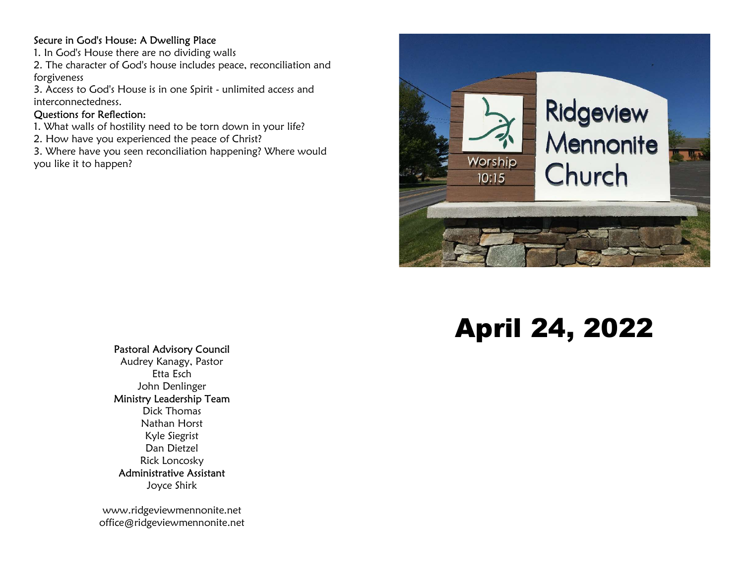Secure in God's House: A Dwelling Place

1. In God's House there are no dividing walls
2. The character of God's house includes peace, reconciliation and forgiveness
3. Access to God's House is in one Spirit - unlimited access and interconnectedness.

Questions for Reflection:

1. What walls of hostility need to be torn down in your life?
2. How have you experienced the peace of Christ?
3. Where have you seen reconciliation happening? Where would you like it to happen?

Pastoral Advisory Council
Audrey Kanagy, Pastor
Etta Esch
John Denlinger

Ministry Leadership Team
Dick Thomas
Nathan Horst
Kyle Siegrist
Dan Dietzel
Rick Loncosky

Administrative Assistant
Joyce Shirk

www.ridgeviewmennonite.net
office@ridgeviewmennonite.net

Ridgeview Mennonite Church

Worship 10:15

# April 24, 2022